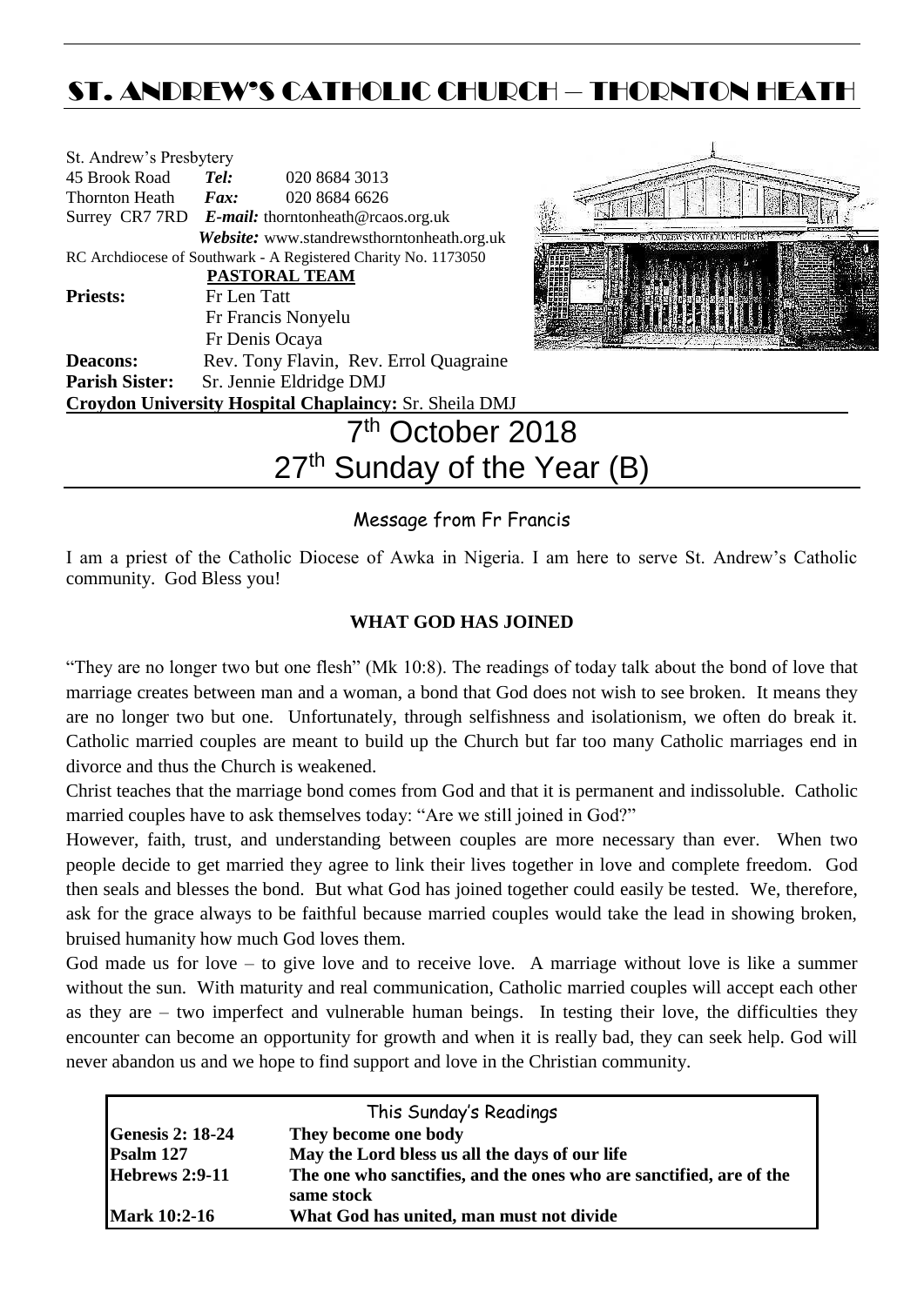# ST. ANDREW'S CATHOLIC CHURCH – THORNTON HEATH

St. Andrew's Presbytery
45 Brook Road **Tel:** 020 8684 3013
Thornton Heath **Fax:** 020 8684 6626
Surrey CR7 7RD ***E-mail:*** thorntonheath@rcaos.org.uk
***Website:*** www.standrewsthorntonheath.org.uk
RC Archdiocese of Southwark - A Registered Charity No. 1173050

**PASTORAL TEAM**

**Priests:** Fr Len Tatt
Fr Francis Nonyelu
Fr Denis Ocaya

**Deacons:** Rev. Tony Flavin, Rev. Errol Quagraine

**Parish Sister:** Sr. Jennie Eldridge DMJ

**Croydon University Hospital Chaplaincy:** Sr. Sheila DMJ

# 7th October 2018
# 27th Sunday of the Year (B)

## Message from Fr Francis

I am a priest of the Catholic Diocese of Awka in Nigeria. I am here to serve St. Andrew's Catholic community. God Bless you!

### WHAT GOD HAS JOINED

"They are no longer two but one flesh" (Mk 10:8). The readings of today talk about the bond of love that marriage creates between man and a woman, a bond that God does not wish to see broken. It means they are no longer two but one. Unfortunately, through selfishness and isolationism, we often do break it. Catholic married couples are meant to build up the Church but far too many Catholic marriages end in divorce and thus the Church is weakened.

Christ teaches that the marriage bond comes from God and that it is permanent and indissoluble. Catholic married couples have to ask themselves today: "Are we still joined in God?"

However, faith, trust, and understanding between couples are more necessary than ever. When two people decide to get married they agree to link their lives together in love and complete freedom. God then seals and blesses the bond. But what God has joined together could easily be tested. We, therefore, ask for the grace always to be faithful because married couples would take the lead in showing broken, bruised humanity how much God loves them.

God made us for love – to give love and to receive love. A marriage without love is like a summer without the sun. With maturity and real communication, Catholic married couples will accept each other as they are – two imperfect and vulnerable human beings. In testing their love, the difficulties they encounter can become an opportunity for growth and when it is really bad, they can seek help. God will never abandon us and we hope to find support and love in the Christian community.

| This Sunday's Readings | |
|---|---|
| **Genesis 2: 18-24** | **They become one body** |
| **Psalm 127** | **May the Lord bless us all the days of our life** |
| **Hebrews 2:9-11** | **The one who sanctifies, and the ones who are sanctified, are of the same stock** |
| **Mark 10:2-16** | **What God has united, man must not divide** |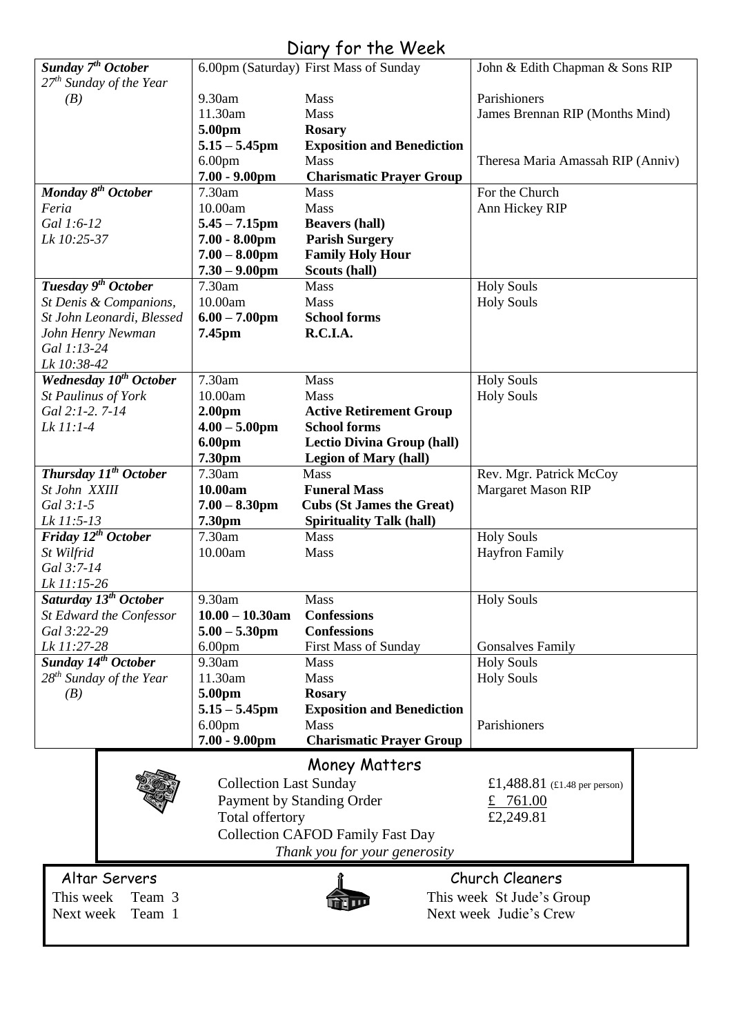# Diary for the Week

| Day | Time | Event | Intention |
|---|---|---|---|
| ***Sunday 7th October*** *27th Sunday of the Year (B)* | 6.00pm (Saturday) | First Mass of Sunday | John & Edith Chapman & Sons RIP |
| | 9.30am | Mass | Parishioners |
| | 11.30am | Mass | James Brennan RIP (Months Mind) |
| | **5.00pm** | **Rosary** | |
| | **5.15 – 5.45pm** | **Exposition and Benediction** | |
| | 6.00pm | Mass | Theresa Maria Amassah RIP (Anniv) |
| | **7.00 - 9.00pm** | **Charismatic Prayer Group** | |
| ***Monday 8th October*** *Feria* *Gal 1:6-12* *Lk 10:25-37* | 7.30am | Mass | For the Church |
| | 10.00am | Mass | Ann Hickey RIP |
| | **5.45 – 7.15pm** | **Beavers (hall)** | |
| | **7.00 - 8.00pm** | **Parish Surgery** | |
| | **7.00 – 8.00pm** | **Family Holy Hour** | |
| | **7.30 – 9.00pm** | **Scouts (hall)** | |
| ***Tuesday 9th October*** *St Denis & Companions, St John Leonardi, Blessed John Henry Newman* *Gal 1:13-24* *Lk 10:38-42* | 7.30am | Mass | Holy Souls |
| | 10.00am | Mass | Holy Souls |
| | **6.00 – 7.00pm** | **School forms** | |
| | **7.45pm** | **R.C.I.A.** | |
| ***Wednesday 10th October*** *St Paulinus of York* *Gal 2:1-2. 7-14* *Lk 11:1-4* | 7.30am | Mass | Holy Souls |
| | 10.00am | Mass | Holy Souls |
| | **2.00pm** | **Active Retirement Group** | |
| | **4.00 – 5.00pm** | **School forms** | |
| | **6.00pm** | **Lectio Divina Group (hall)** | |
| | **7.30pm** | **Legion of Mary (hall)** | |
| ***Thursday 11th October*** *St John XXIII* *Gal 3:1-5* *Lk 11:5-13* | 7.30am | Mass | Rev. Mgr. Patrick McCoy |
| | **10.00am** | **Funeral Mass** | Margaret Mason RIP |
| | **7.00 – 8.30pm** | **Cubs (St James the Great)** | |
| | **7.30pm** | **Spirituality Talk (hall)** | |
| ***Friday 12th October*** *St Wilfrid* *Gal 3:7-14* *Lk 11:15-26* | 7.30am | Mass | Holy Souls |
| | 10.00am | Mass | Hayfron Family |
| ***Saturday 13th October*** *St Edward the Confessor* *Gal 3:22-29* *Lk 11:27-28* | 9.30am | Mass | Holy Souls |
| | **10.00 – 10.30am** | **Confessions** | |
| | **5.00 – 5.30pm** | **Confessions** | |
| | 6.00pm | First Mass of Sunday | Gonsalves Family |
| ***Sunday 14th October*** *28th Sunday of the Year (B)* | 9.30am | Mass | Holy Souls |
| | 11.30am | Mass | Holy Souls |
| | **5.00pm** | **Rosary** | |
| | **5.15 – 5.45pm** | **Exposition and Benediction** | |
| | 6.00pm | Mass | Parishioners |
| | **7.00 - 9.00pm** | **Charismatic Prayer Group** | |

## Money Matters

| | |
|---|---|
| Collection Last Sunday | £1,488.81 (£1.48 per person) |
| Payment by Standing Order | £ 761.00 |
| Total offertory | £2,249.81 |

Collection CAFOD Family Fast Day

*Thank you for your generosity*

## Altar Servers

This week Team 3
Next week Team 1

## Church Cleaners

This week St Jude's Group
Next week Judie's Crew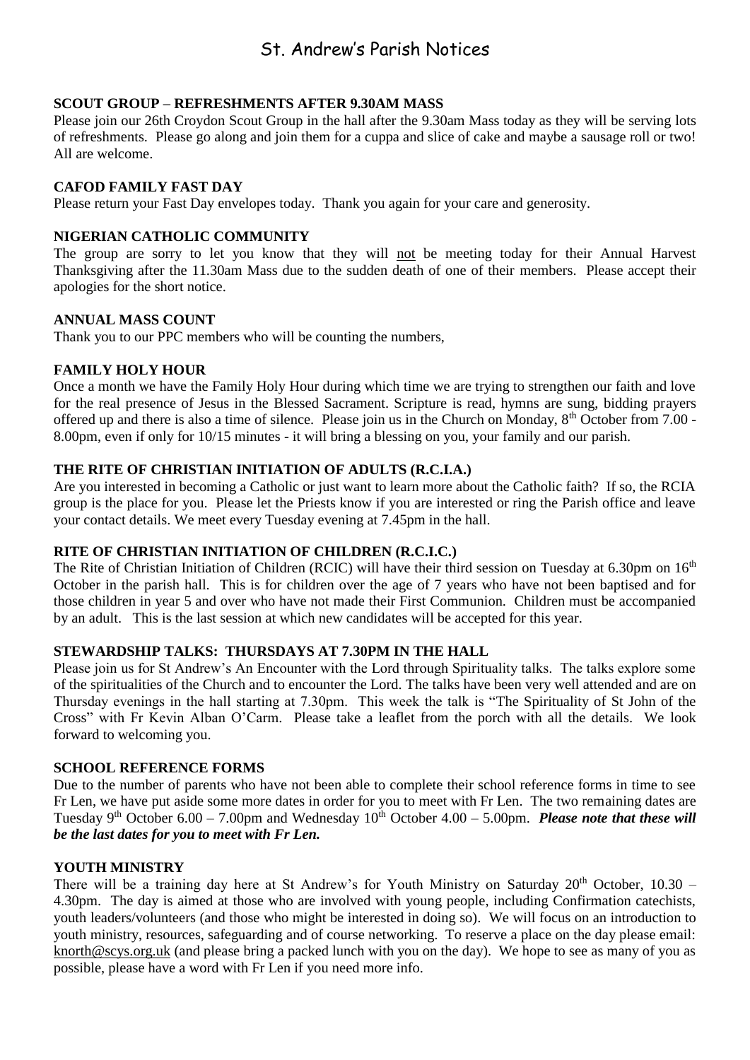# St. Andrew's Parish Notices

**SCOUT GROUP – REFRESHMENTS AFTER 9.30AM MASS**

Please join our 26th Croydon Scout Group in the hall after the 9.30am Mass today as they will be serving lots of refreshments. Please go along and join them for a cuppa and slice of cake and maybe a sausage roll or two! All are welcome.

**CAFOD FAMILY FAST DAY**

Please return your Fast Day envelopes today. Thank you again for your care and generosity.

**NIGERIAN CATHOLIC COMMUNITY**

The group are sorry to let you know that they will not be meeting today for their Annual Harvest Thanksgiving after the 11.30am Mass due to the sudden death of one of their members. Please accept their apologies for the short notice.

**ANNUAL MASS COUNT**

Thank you to our PPC members who will be counting the numbers,

**FAMILY HOLY HOUR**

Once a month we have the Family Holy Hour during which time we are trying to strengthen our faith and love for the real presence of Jesus in the Blessed Sacrament. Scripture is read, hymns are sung, bidding prayers offered up and there is also a time of silence. Please join us in the Church on Monday, 8th October from 7.00 - 8.00pm, even if only for 10/15 minutes - it will bring a blessing on you, your family and our parish.

**THE RITE OF CHRISTIAN INITIATION OF ADULTS (R.C.I.A.)**

Are you interested in becoming a Catholic or just want to learn more about the Catholic faith? If so, the RCIA group is the place for you. Please let the Priests know if you are interested or ring the Parish office and leave your contact details. We meet every Tuesday evening at 7.45pm in the hall.

**RITE OF CHRISTIAN INITIATION OF CHILDREN (R.C.I.C.)**

The Rite of Christian Initiation of Children (RCIC) will have their third session on Tuesday at 6.30pm on 16th October in the parish hall. This is for children over the age of 7 years who have not been baptised and for those children in year 5 and over who have not made their First Communion. Children must be accompanied by an adult. This is the last session at which new candidates will be accepted for this year.

**STEWARDSHIP TALKS: THURSDAYS AT 7.30PM IN THE HALL**

Please join us for St Andrew's An Encounter with the Lord through Spirituality talks. The talks explore some of the spiritualities of the Church and to encounter the Lord. The talks have been very well attended and are on Thursday evenings in the hall starting at 7.30pm. This week the talk is "The Spirituality of St John of the Cross" with Fr Kevin Alban O'Carm. Please take a leaflet from the porch with all the details. We look forward to welcoming you.

**SCHOOL REFERENCE FORMS**

Due to the number of parents who have not been able to complete their school reference forms in time to see Fr Len, we have put aside some more dates in order for you to meet with Fr Len. The two remaining dates are Tuesday 9th October 6.00 – 7.00pm and Wednesday 10th October 4.00 – 5.00pm. ***Please note that these will be the last dates for you to meet with Fr Len.***

**YOUTH MINISTRY**

There will be a training day here at St Andrew's for Youth Ministry on Saturday 20th October, 10.30 – 4.30pm. The day is aimed at those who are involved with young people, including Confirmation catechists, youth leaders/volunteers (and those who might be interested in doing so). We will focus on an introduction to youth ministry, resources, safeguarding and of course networking. To reserve a place on the day please email: knorth@scys.org.uk (and please bring a packed lunch with you on the day). We hope to see as many of you as possible, please have a word with Fr Len if you need more info.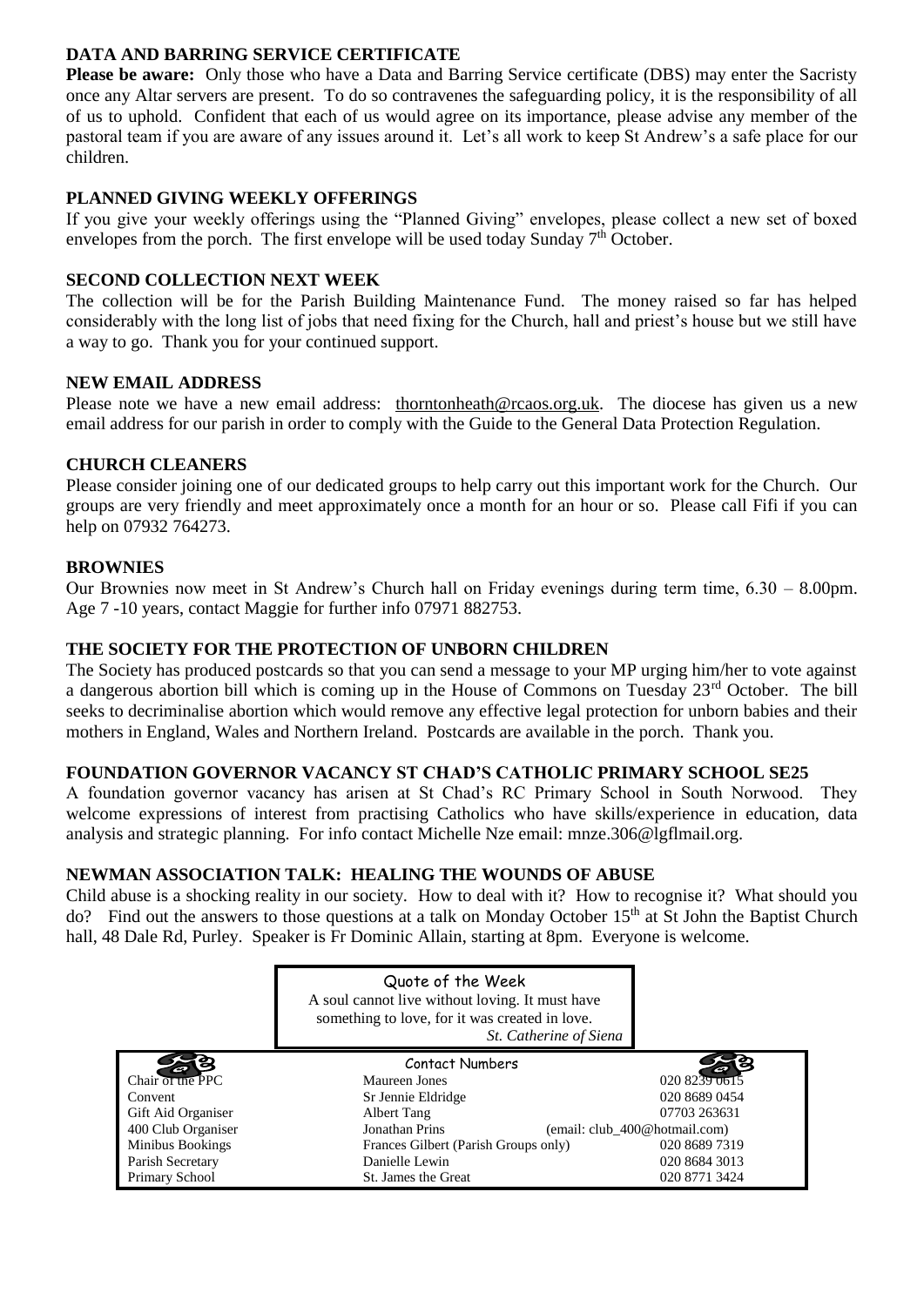## DATA AND BARRING SERVICE CERTIFICATE

**Please be aware:** Only those who have a Data and Barring Service certificate (DBS) may enter the Sacristy once any Altar servers are present. To do so contravenes the safeguarding policy, it is the responsibility of all of us to uphold. Confident that each of us would agree on its importance, please advise any member of the pastoral team if you are aware of any issues around it. Let's all work to keep St Andrew's a safe place for our children.

## PLANNED GIVING WEEKLY OFFERINGS

If you give your weekly offerings using the "Planned Giving" envelopes, please collect a new set of boxed envelopes from the porch. The first envelope will be used today Sunday 7th October.

## SECOND COLLECTION NEXT WEEK

The collection will be for the Parish Building Maintenance Fund. The money raised so far has helped considerably with the long list of jobs that need fixing for the Church, hall and priest's house but we still have a way to go. Thank you for your continued support.

## NEW EMAIL ADDRESS

Please note we have a new email address: thorntonheath@rcaos.org.uk. The diocese has given us a new email address for our parish in order to comply with the Guide to the General Data Protection Regulation.

## CHURCH CLEANERS

Please consider joining one of our dedicated groups to help carry out this important work for the Church. Our groups are very friendly and meet approximately once a month for an hour or so. Please call Fifi if you can help on 07932 764273.

## BROWNIES

Our Brownies now meet in St Andrew's Church hall on Friday evenings during term time, 6.30 – 8.00pm. Age 7 -10 years, contact Maggie for further info 07971 882753.

## THE SOCIETY FOR THE PROTECTION OF UNBORN CHILDREN

The Society has produced postcards so that you can send a message to your MP urging him/her to vote against a dangerous abortion bill which is coming up in the House of Commons on Tuesday 23rd October. The bill seeks to decriminalise abortion which would remove any effective legal protection for unborn babies and their mothers in England, Wales and Northern Ireland. Postcards are available in the porch. Thank you.

## FOUNDATION GOVERNOR VACANCY ST CHAD'S CATHOLIC PRIMARY SCHOOL SE25

A foundation governor vacancy has arisen at St Chad's RC Primary School in South Norwood. They welcome expressions of interest from practising Catholics who have skills/experience in education, data analysis and strategic planning. For info contact Michelle Nze email: mnze.306@lgflmail.org.

## NEWMAN ASSOCIATION TALK: HEALING THE WOUNDS OF ABUSE

Child abuse is a shocking reality in our society. How to deal with it? How to recognise it? What should you do? Find out the answers to those questions at a talk on Monday October 15th at St John the Baptist Church hall, 48 Dale Rd, Purley. Speaker is Fr Dominic Allain, starting at 8pm. Everyone is welcome.

### Quote of the Week

A soul cannot live without loving. It must have something to love, for it was created in love.
*St. Catherine of Siena*

### Contact Numbers

| | | |
|---|---|---|
| Chair of the PPC | Maureen Jones | 020 8239 0615 |
| Convent | Sr Jennie Eldridge | 020 8689 0454 |
| Gift Aid Organiser | Albert Tang | 07703 263631 |
| 400 Club Organiser | Jonathan Prins | (email: club_400@hotmail.com) |
| Minibus Bookings | Frances Gilbert (Parish Groups only) | 020 8689 7319 |
| Parish Secretary | Danielle Lewin | 020 8684 3013 |
| Primary School | St. James the Great | 020 8771 3424 |